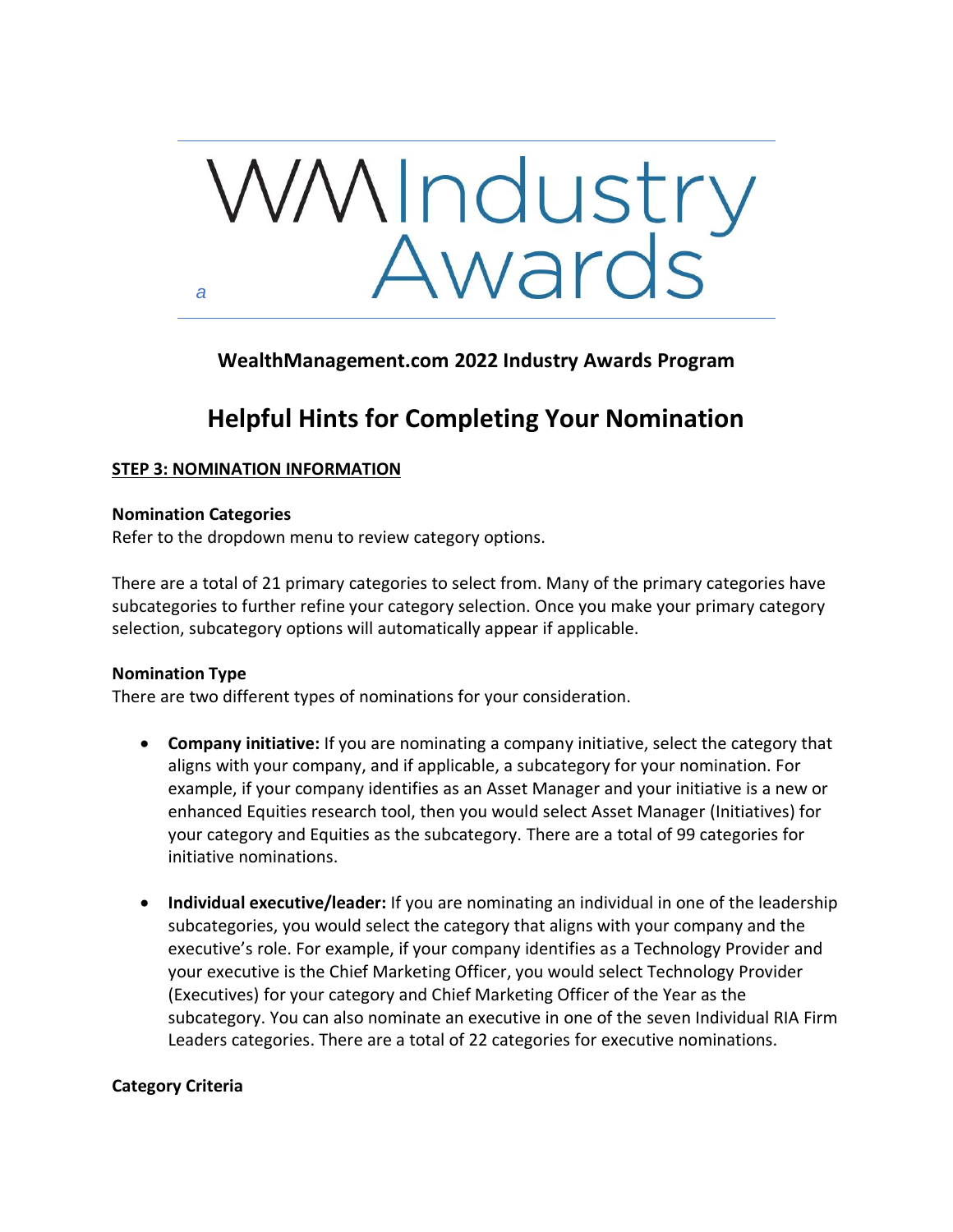# WM Industry Awards

a

**WealthManagement.com 2022 Industry Awards Program**

## Helpful Hints for Completing Your Nomination

**STEP 3: NOMINATION INFORMATION**

**Nomination Categories**

Refer to the dropdown menu to review category options.

There are a total of 21 primary categories to select from. Many of the primary categories have subcategories to further refine your category selection. Once you make your primary category selection, subcategory options will automatically appear if applicable.

**Nomination Type**

There are two different types of nominations for your consideration.

- **Company initiative:** If you are nominating a company initiative, select the category that aligns with your company, and if applicable, a subcategory for your nomination. For example, if your company identifies as an Asset Manager and your initiative is a new or enhanced Equities research tool, then you would select Asset Manager (Initiatives) for your category and Equities as the subcategory. There are a total of 99 categories for initiative nominations.
- **Individual executive/leader:** If you are nominating an individual in one of the leadership subcategories, you would select the category that aligns with your company and the executive's role. For example, if your company identifies as a Technology Provider and your executive is the Chief Marketing Officer, you would select Technology Provider (Executives) for your category and Chief Marketing Officer of the Year as the subcategory. You can also nominate an executive in one of the seven Individual RIA Firm Leaders categories. There are a total of 22 categories for executive nominations.

**Category Criteria**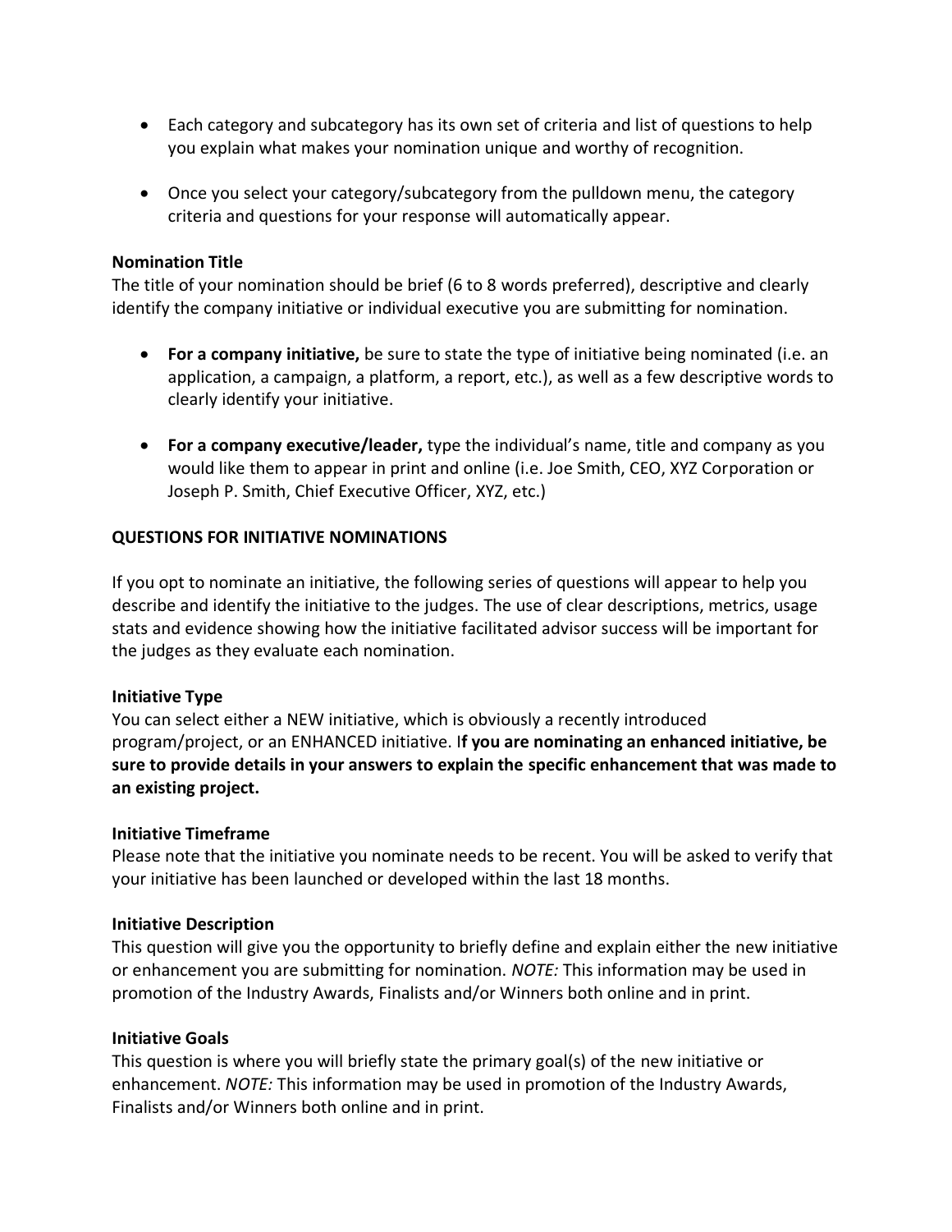- Each category and subcategory has its own set of criteria and list of questions to help you explain what makes your nomination unique and worthy of recognition.

- Once you select your category/subcategory from the pulldown menu, the category criteria and questions for your response will automatically appear.

**Nomination Title**
The title of your nomination should be brief (6 to 8 words preferred), descriptive and clearly identify the company initiative or individual executive you are submitting for nomination.

- **For a company initiative,** be sure to state the type of initiative being nominated (i.e. an application, a campaign, a platform, a report, etc.), as well as a few descriptive words to clearly identify your initiative.

- **For a company executive/leader,** type the individual's name, title and company as you would like them to appear in print and online (i.e. Joe Smith, CEO, XYZ Corporation or Joseph P. Smith, Chief Executive Officer, XYZ, etc.)

**QUESTIONS FOR INITIATIVE NOMINATIONS**

If you opt to nominate an initiative, the following series of questions will appear to help you describe and identify the initiative to the judges. The use of clear descriptions, metrics, usage stats and evidence showing how the initiative facilitated advisor success will be important for the judges as they evaluate each nomination.

**Initiative Type**
You can select either a NEW initiative, which is obviously a recently introduced program/project, or an ENHANCED initiative. I**f you are nominating an enhanced initiative, be sure to provide details in your answers to explain the specific enhancement that was made to an existing project.**

**Initiative Timeframe**
Please note that the initiative you nominate needs to be recent. You will be asked to verify that your initiative has been launched or developed within the last 18 months.

**Initiative Description**
This question will give you the opportunity to briefly define and explain either the new initiative or enhancement you are submitting for nomination. *NOTE:* This information may be used in promotion of the Industry Awards, Finalists and/or Winners both online and in print.

**Initiative Goals**
This question is where you will briefly state the primary goal(s) of the new initiative or enhancement. *NOTE:* This information may be used in promotion of the Industry Awards, Finalists and/or Winners both online and in print.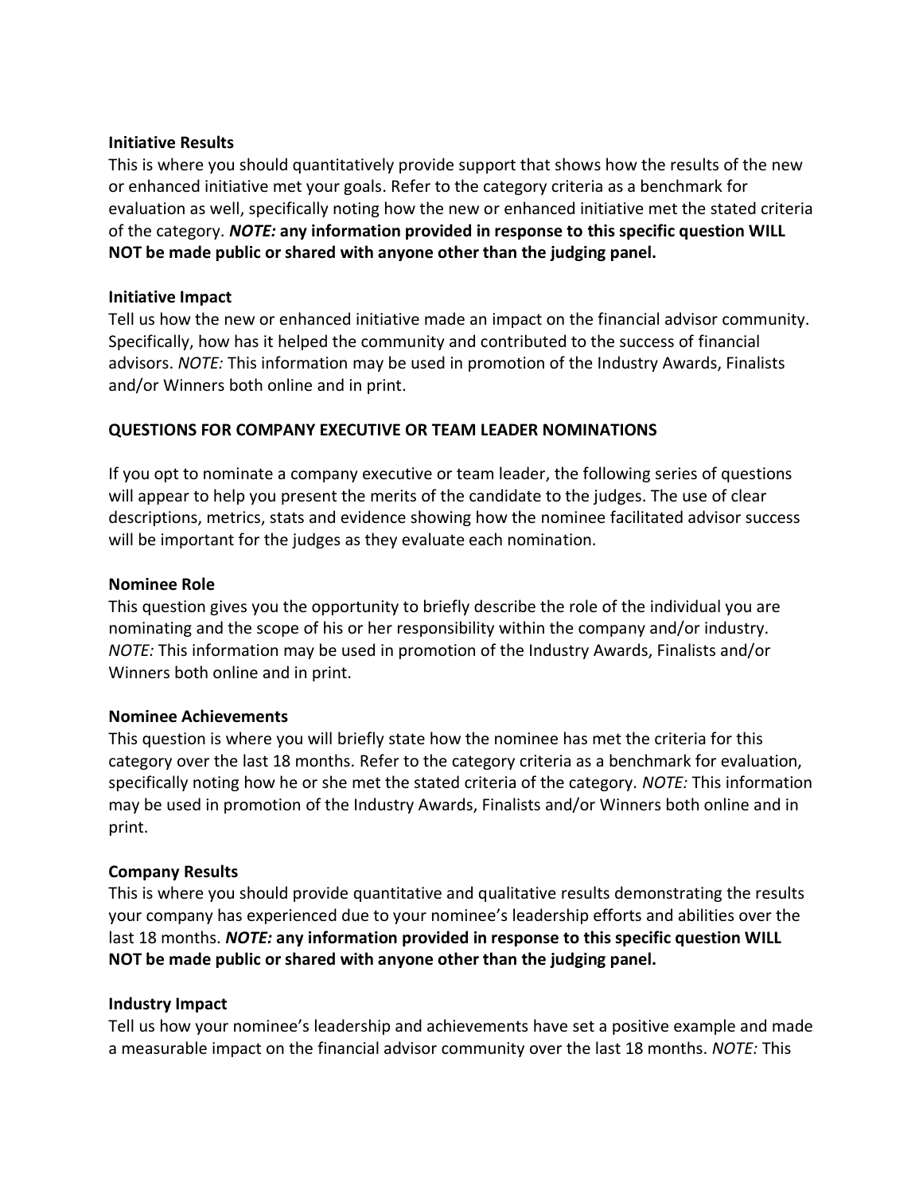**Initiative Results**
This is where you should quantitatively provide support that shows how the results of the new or enhanced initiative met your goals. Refer to the category criteria as a benchmark for evaluation as well, specifically noting how the new or enhanced initiative met the stated criteria of the category. ***NOTE:*** **any information provided in response to this specific question WILL NOT be made public or shared with anyone other than the judging panel.**

**Initiative Impact**
Tell us how the new or enhanced initiative made an impact on the financial advisor community. Specifically, how has it helped the community and contributed to the success of financial advisors. *NOTE:* This information may be used in promotion of the Industry Awards, Finalists and/or Winners both online and in print.

**QUESTIONS FOR COMPANY EXECUTIVE OR TEAM LEADER NOMINATIONS**

If you opt to nominate a company executive or team leader, the following series of questions will appear to help you present the merits of the candidate to the judges. The use of clear descriptions, metrics, stats and evidence showing how the nominee facilitated advisor success will be important for the judges as they evaluate each nomination.

**Nominee Role**
This question gives you the opportunity to briefly describe the role of the individual you are nominating and the scope of his or her responsibility within the company and/or industry. *NOTE:* This information may be used in promotion of the Industry Awards, Finalists and/or Winners both online and in print.

**Nominee Achievements**
This question is where you will briefly state how the nominee has met the criteria for this category over the last 18 months. Refer to the category criteria as a benchmark for evaluation, specifically noting how he or she met the stated criteria of the category. *NOTE:* This information may be used in promotion of the Industry Awards, Finalists and/or Winners both online and in print.

**Company Results**
This is where you should provide quantitative and qualitative results demonstrating the results your company has experienced due to your nominee's leadership efforts and abilities over the last 18 months. ***NOTE:*** **any information provided in response to this specific question WILL NOT be made public or shared with anyone other than the judging panel.**

**Industry Impact**
Tell us how your nominee's leadership and achievements have set a positive example and made a measurable impact on the financial advisor community over the last 18 months. *NOTE:* This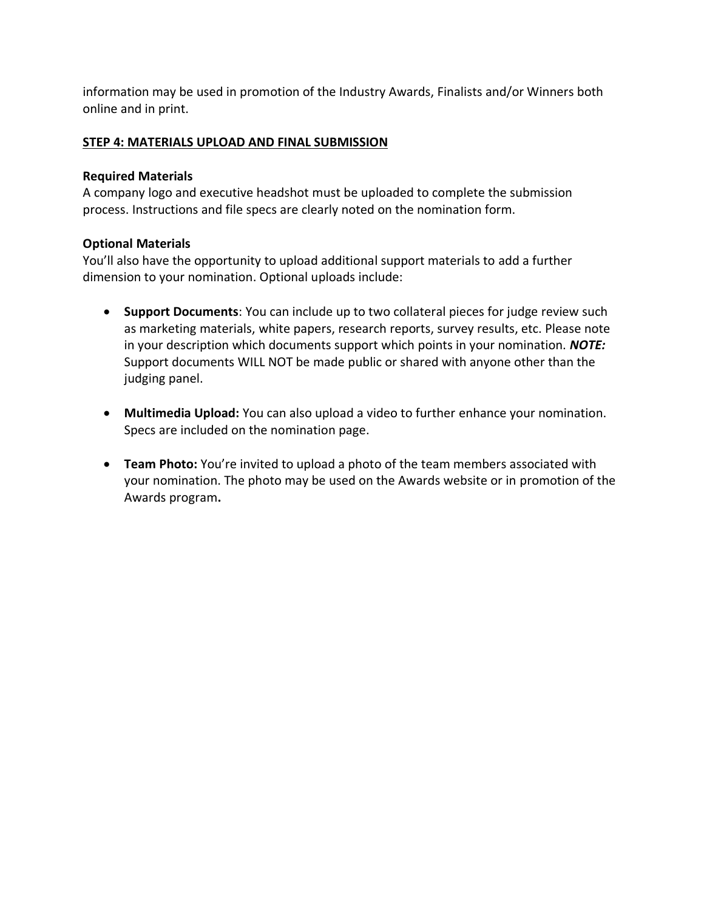information may be used in promotion of the Industry Awards, Finalists and/or Winners both online and in print.

## STEP 4: MATERIALS UPLOAD AND FINAL SUBMISSION

**Required Materials**
A company logo and executive headshot must be uploaded to complete the submission process. Instructions and file specs are clearly noted on the nomination form.

**Optional Materials**
You'll also have the opportunity to upload additional support materials to add a further dimension to your nomination. Optional uploads include:

- **Support Documents**: You can include up to two collateral pieces for judge review such as marketing materials, white papers, research reports, survey results, etc. Please note in your description which documents support which points in your nomination. ***NOTE:*** Support documents WILL NOT be made public or shared with anyone other than the judging panel.

- **Multimedia Upload:** You can also upload a video to further enhance your nomination. Specs are included on the nomination page.

- **Team Photo:** You're invited to upload a photo of the team members associated with your nomination. The photo may be used on the Awards website or in promotion of the Awards program**.**